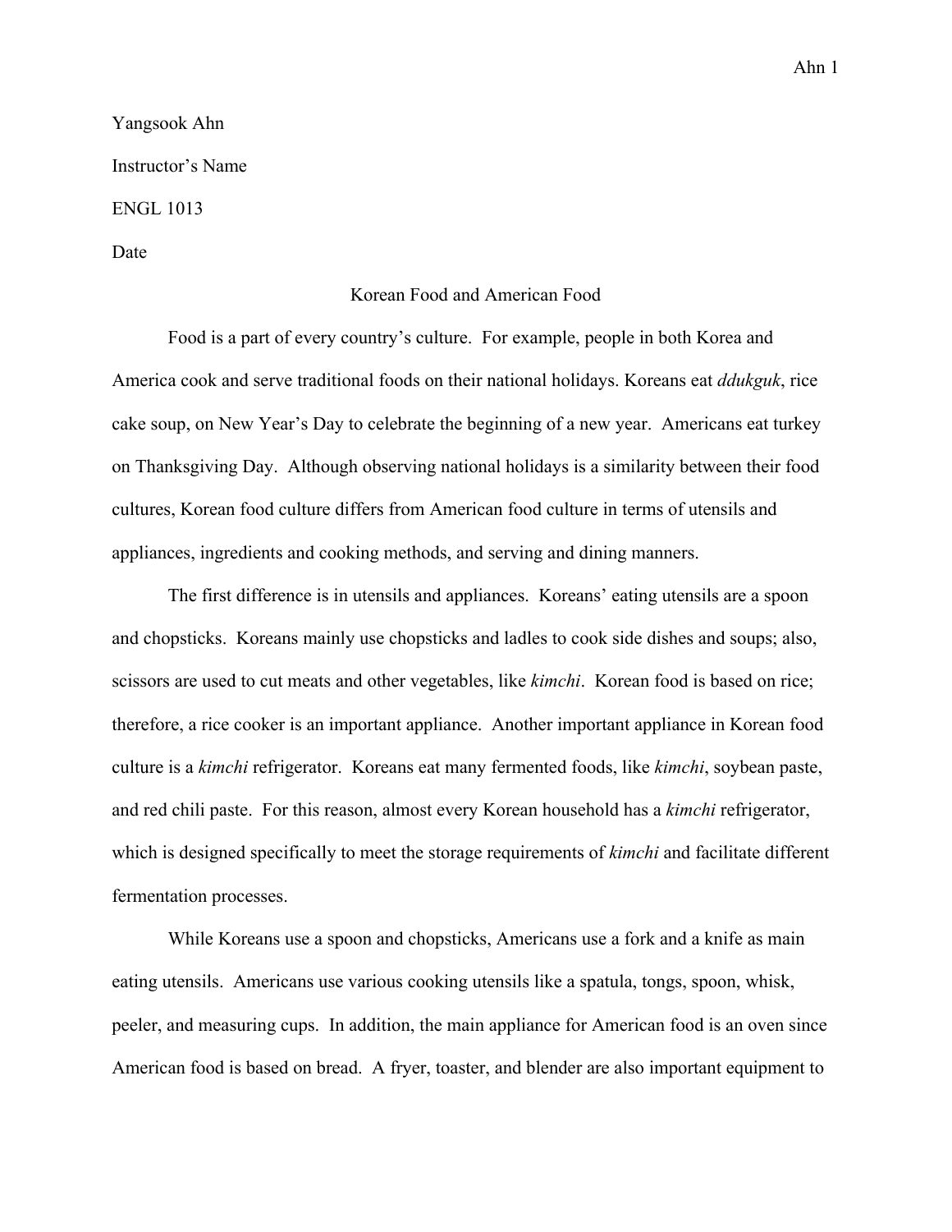Yangsook Ahn

Instructor's Name

ENGL 1013

Date

# Korean Food and American Food

Food is a part of every country's culture. For example, people in both Korea and America cook and serve traditional foods on their national holidays. Koreans eat *ddukguk*, rice cake soup, on New Year's Day to celebrate the beginning of a new year. Americans eat turkey on Thanksgiving Day. Although observing national holidays is a similarity between their food cultures, Korean food culture differs from American food culture in terms of utensils and appliances, ingredients and cooking methods, and serving and dining manners.

The first difference is in utensils and appliances. Koreans' eating utensils are a spoon and chopsticks. Koreans mainly use chopsticks and ladles to cook side dishes and soups; also, scissors are used to cut meats and other vegetables, like *kimchi*. Korean food is based on rice; therefore, a rice cooker is an important appliance. Another important appliance in Korean food culture is a *kimchi* refrigerator. Koreans eat many fermented foods, like *kimchi*, soybean paste, and red chili paste. For this reason, almost every Korean household has a *kimchi* refrigerator, which is designed specifically to meet the storage requirements of *kimchi* and facilitate different fermentation processes.

While Koreans use a spoon and chopsticks, Americans use a fork and a knife as main eating utensils. Americans use various cooking utensils like a spatula, tongs, spoon, whisk, peeler, and measuring cups. In addition, the main appliance for American food is an oven since American food is based on bread. A fryer, toaster, and blender are also important equipment to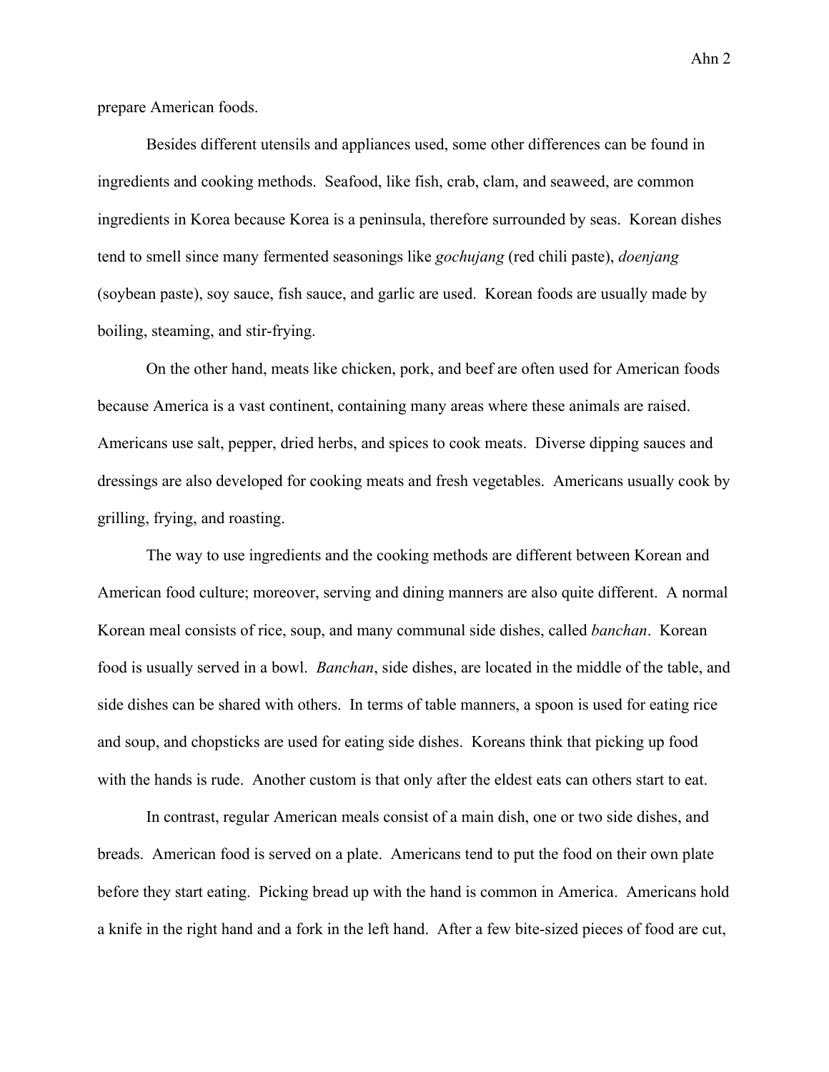prepare American foods.

Besides different utensils and appliances used, some other differences can be found in ingredients and cooking methods. Seafood, like fish, crab, clam, and seaweed, are common ingredients in Korea because Korea is a peninsula, therefore surrounded by seas. Korean dishes tend to smell since many fermented seasonings like *gochujang* (red chili paste), *doenjang* (soybean paste), soy sauce, fish sauce, and garlic are used. Korean foods are usually made by boiling, steaming, and stir-frying.

On the other hand, meats like chicken, pork, and beef are often used for American foods because America is a vast continent, containing many areas where these animals are raised. Americans use salt, pepper, dried herbs, and spices to cook meats. Diverse dipping sauces and dressings are also developed for cooking meats and fresh vegetables. Americans usually cook by grilling, frying, and roasting.

The way to use ingredients and the cooking methods are different between Korean and American food culture; moreover, serving and dining manners are also quite different. A normal Korean meal consists of rice, soup, and many communal side dishes, called *banchan*. Korean food is usually served in a bowl. *Banchan*, side dishes, are located in the middle of the table, and side dishes can be shared with others. In terms of table manners, a spoon is used for eating rice and soup, and chopsticks are used for eating side dishes. Koreans think that picking up food with the hands is rude. Another custom is that only after the eldest eats can others start to eat.

In contrast, regular American meals consist of a main dish, one or two side dishes, and breads. American food is served on a plate. Americans tend to put the food on their own plate before they start eating. Picking bread up with the hand is common in America. Americans hold a knife in the right hand and a fork in the left hand. After a few bite-sized pieces of food are cut,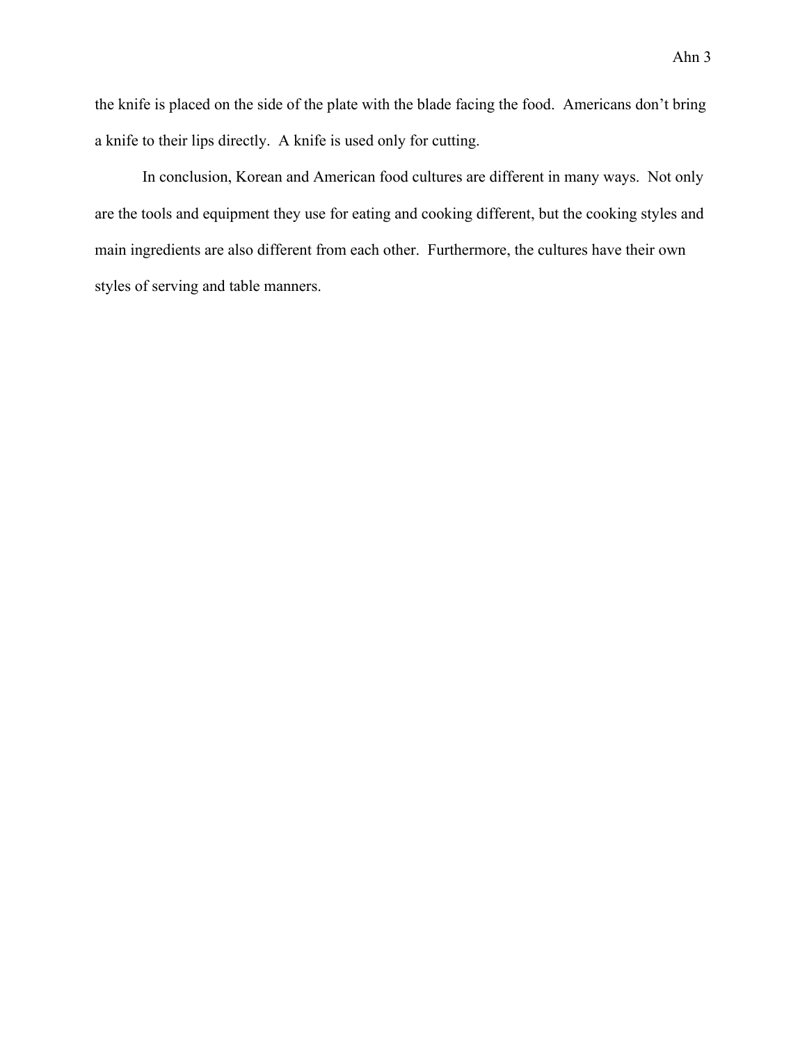the knife is placed on the side of the plate with the blade facing the food. Americans don't bring a knife to their lips directly. A knife is used only for cutting.

In conclusion, Korean and American food cultures are different in many ways. Not only are the tools and equipment they use for eating and cooking different, but the cooking styles and main ingredients are also different from each other. Furthermore, the cultures have their own styles of serving and table manners.